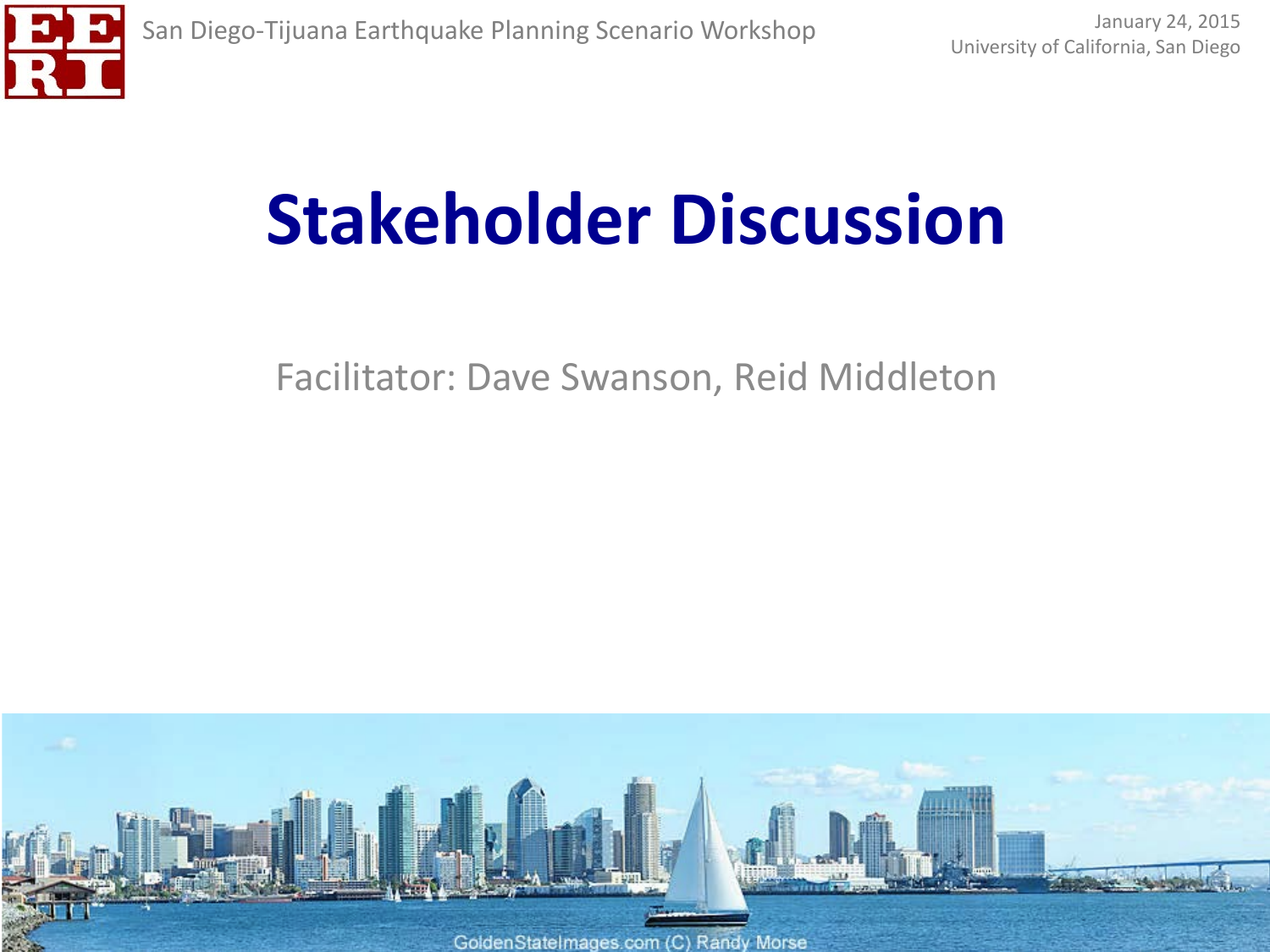San Diego-Tijuana Earthquake Planning Scenario Workshop

January 24, 2015
University of California, San Diego

# Stakeholder Discussion

Facilitator: Dave Swanson, Reid Middleton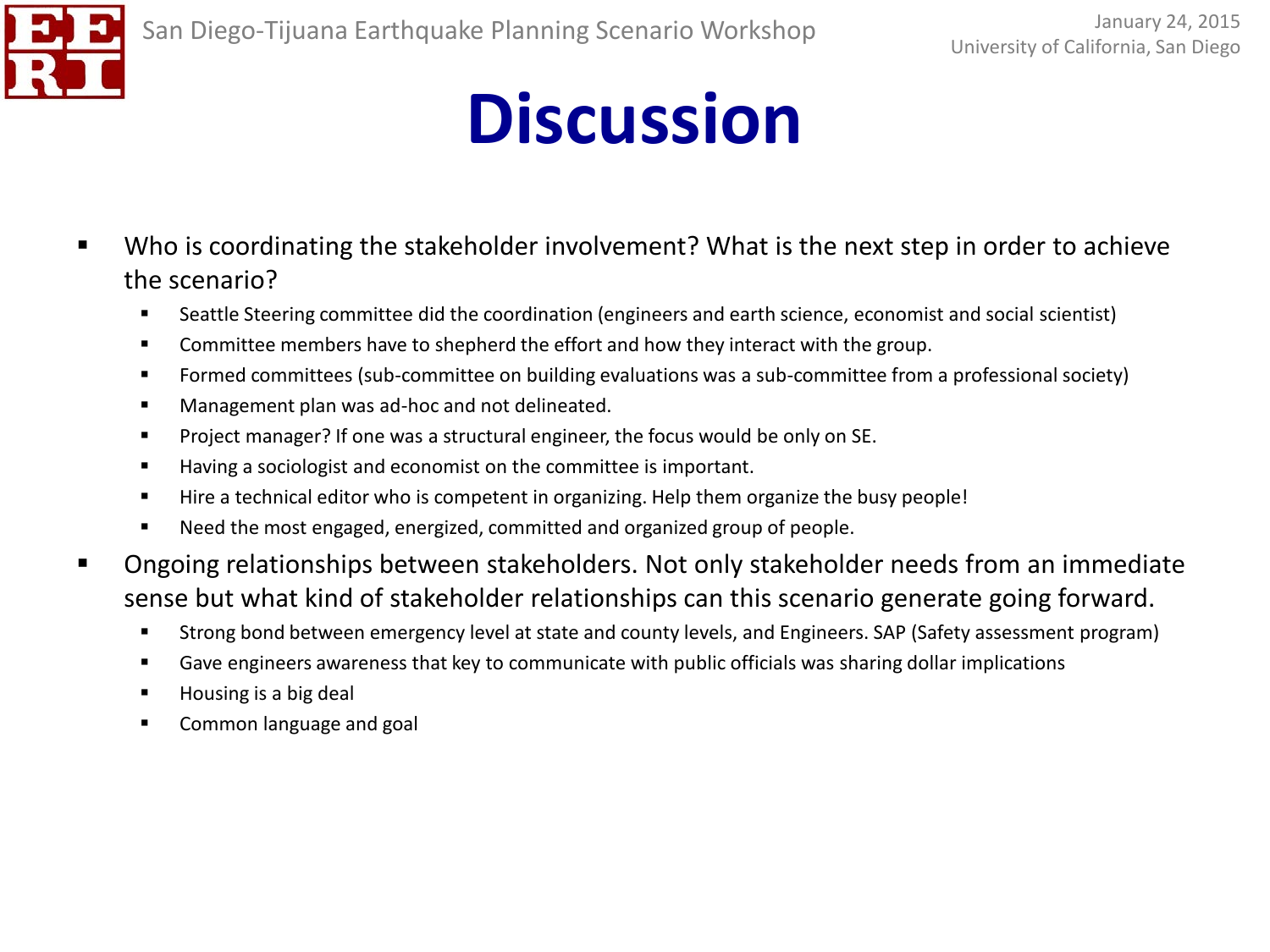# Discussion

- Who is coordinating the stakeholder involvement? What is the next step in order to achieve the scenario?
  - Seattle Steering committee did the coordination (engineers and earth science, economist and social scientist)
  - Committee members have to shepherd the effort and how they interact with the group.
  - Formed committees (sub-committee on building evaluations was a sub-committee from a professional society)
  - Management plan was ad-hoc and not delineated.
  - Project manager? If one was a structural engineer, the focus would be only on SE.
  - Having a sociologist and economist on the committee is important.
  - Hire a technical editor who is competent in organizing. Help them organize the busy people!
  - Need the most engaged, energized, committed and organized group of people.
- Ongoing relationships between stakeholders. Not only stakeholder needs from an immediate sense but what kind of stakeholder relationships can this scenario generate going forward.
  - Strong bond between emergency level at state and county levels, and Engineers. SAP (Safety assessment program)
  - Gave engineers awareness that key to communicate with public officials was sharing dollar implications
  - Housing is a big deal
  - Common language and goal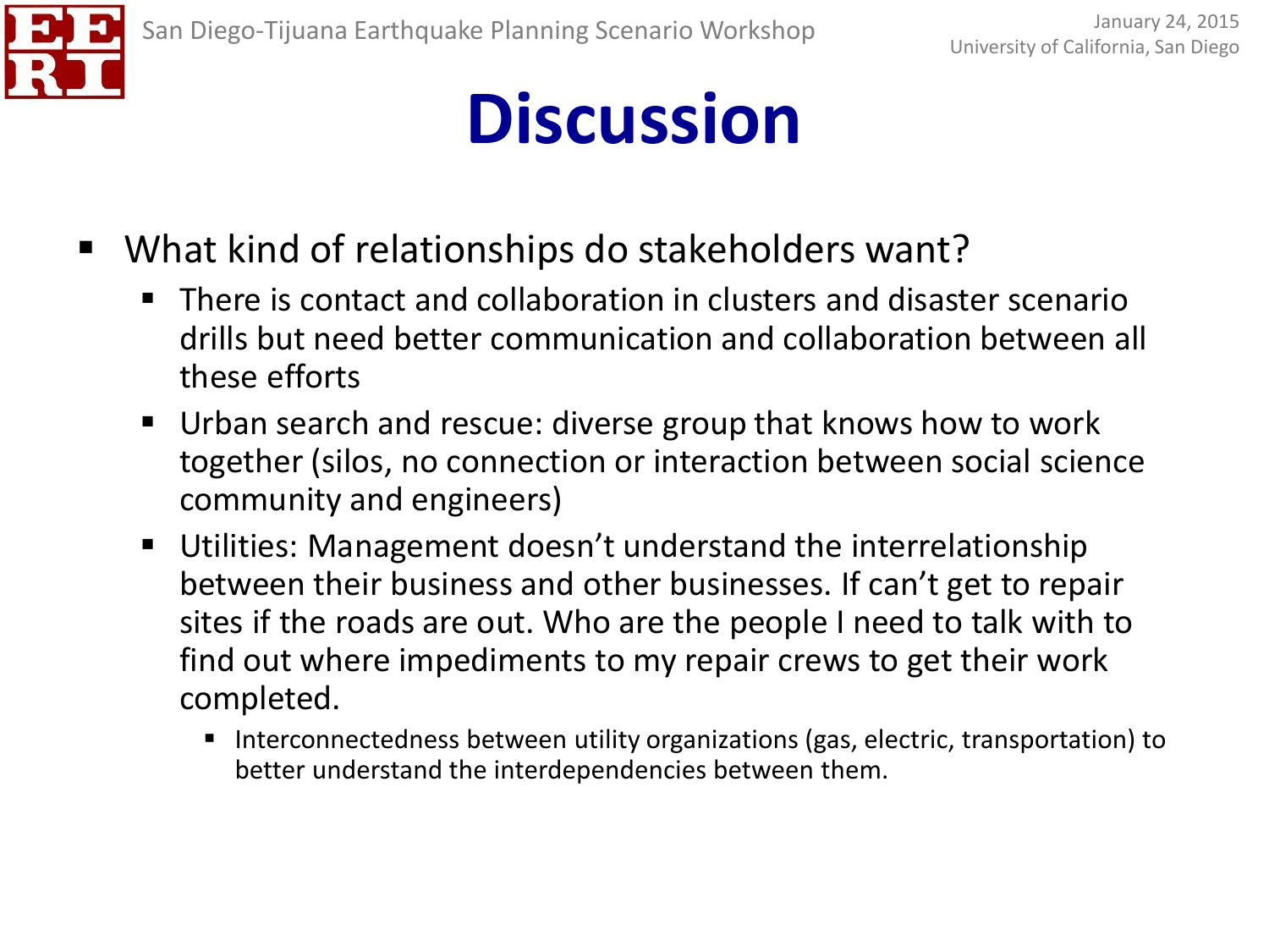# Discussion

- What kind of relationships do stakeholders want?
  - There is contact and collaboration in clusters and disaster scenario drills but need better communication and collaboration between all these efforts
  - Urban search and rescue: diverse group that knows how to work together (silos, no connection or interaction between social science community and engineers)
  - Utilities: Management doesn't understand the interrelationship between their business and other businesses. If can't get to repair sites if the roads are out. Who are the people I need to talk with to find out where impediments to my repair crews to get their work completed.
    - Interconnectedness between utility organizations (gas, electric, transportation) to better understand the interdependencies between them.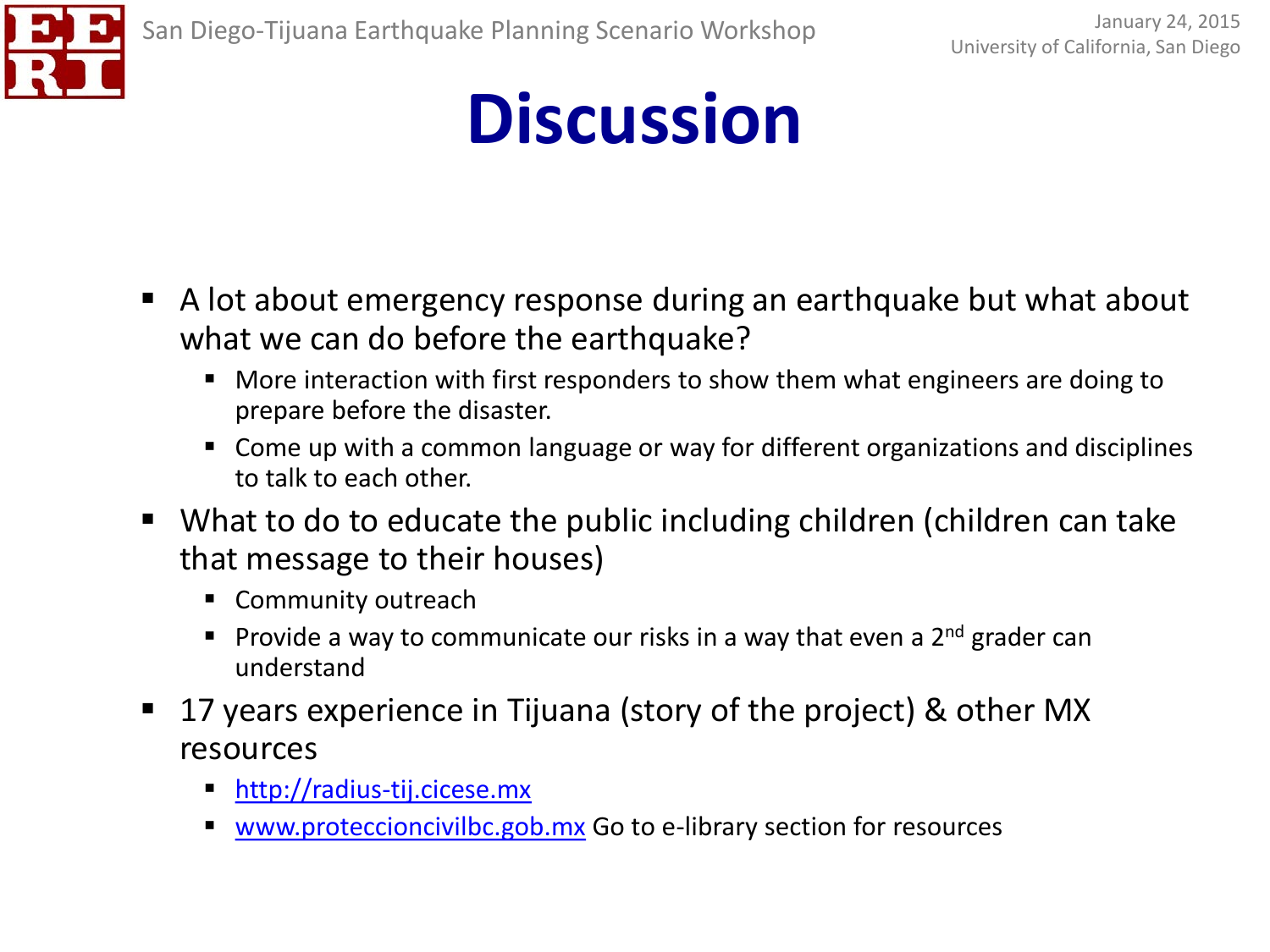# Discussion

- A lot about emergency response during an earthquake but what about what we can do before the earthquake?
  - More interaction with first responders to show them what engineers are doing to prepare before the disaster.
  - Come up with a common language or way for different organizations and disciplines to talk to each other.
- What to do to educate the public including children (children can take that message to their houses)
  - Community outreach
  - Provide a way to communicate our risks in a way that even a 2nd grader can understand
- 17 years experience in Tijuana (story of the project) & other MX resources
  - [http://radius-tij.cicese.mx](http://radius-tij.cicese.mx)
  - [www.proteccioncivilbc.gob.mx](http://www.proteccioncivilbc.gob.mx) Go to e-library section for resources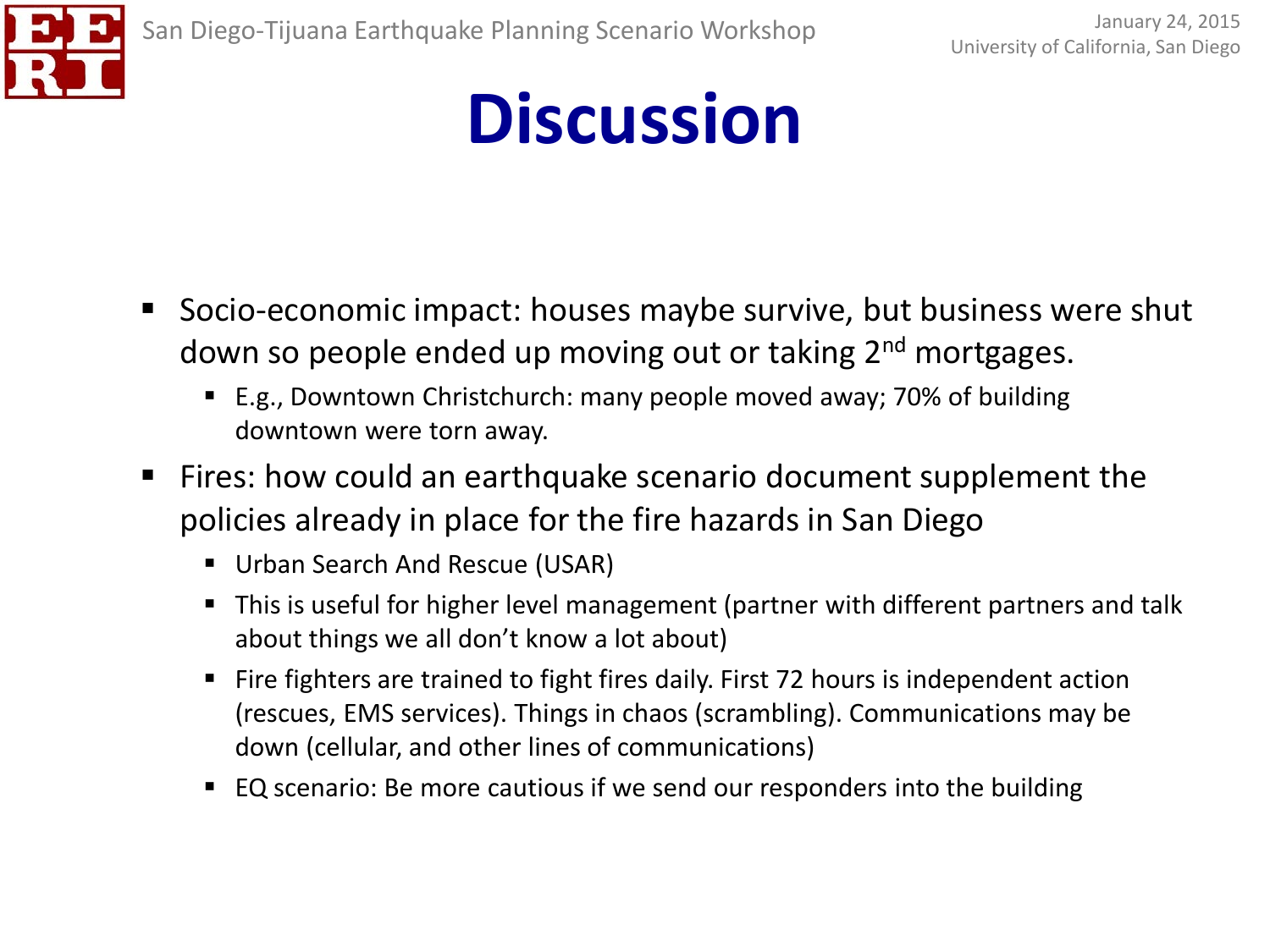# Discussion

- Socio-economic impact: houses maybe survive, but business were shut down so people ended up moving out or taking 2nd mortgages.
  - E.g., Downtown Christchurch: many people moved away; 70% of building downtown were torn away.
- Fires: how could an earthquake scenario document supplement the policies already in place for the fire hazards in San Diego
  - Urban Search And Rescue (USAR)
  - This is useful for higher level management (partner with different partners and talk about things we all don't know a lot about)
  - Fire fighters are trained to fight fires daily. First 72 hours is independent action (rescues, EMS services). Things in chaos (scrambling). Communications may be down (cellular, and other lines of communications)
  - EQ scenario: Be more cautious if we send our responders into the building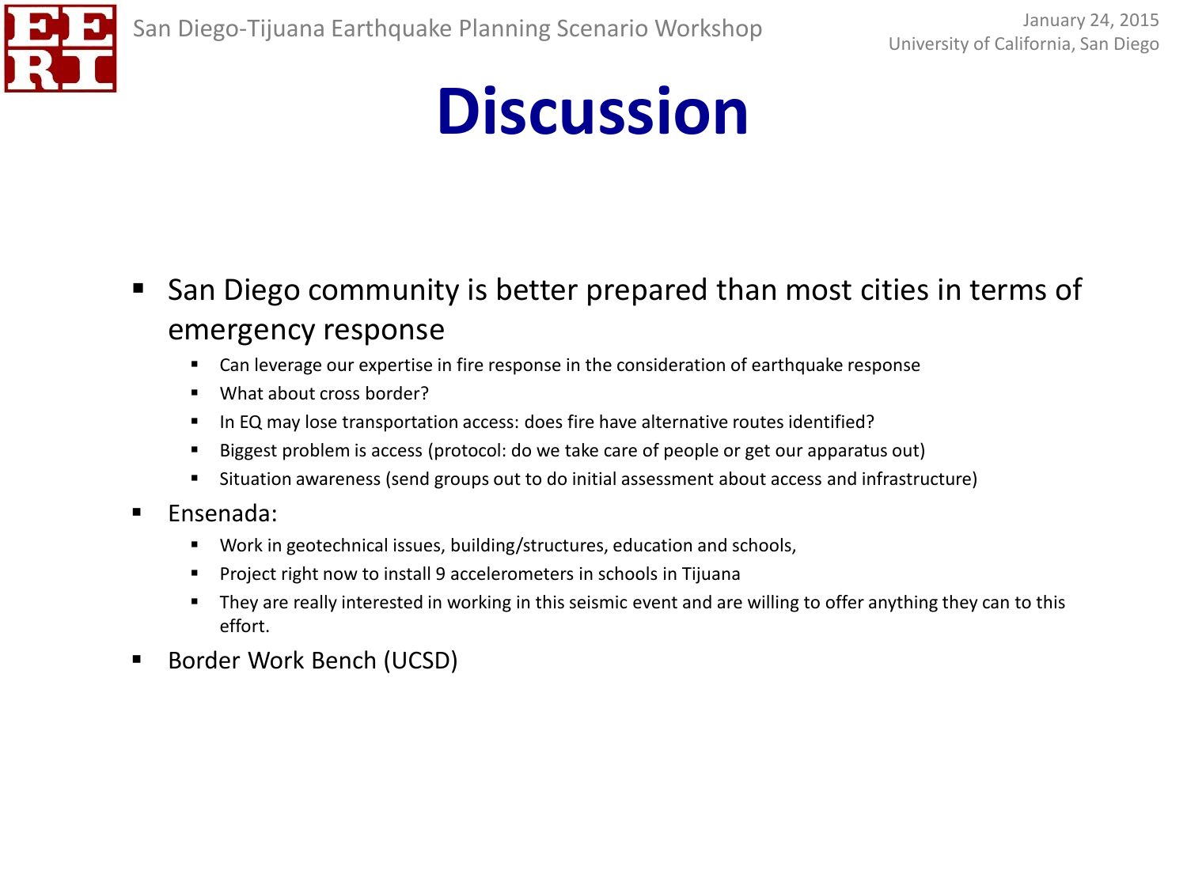# Discussion

- San Diego community is better prepared than most cities in terms of emergency response
  - Can leverage our expertise in fire response in the consideration of earthquake response
  - What about cross border?
  - In EQ may lose transportation access: does fire have alternative routes identified?
  - Biggest problem is access (protocol: do we take care of people or get our apparatus out)
  - Situation awareness (send groups out to do initial assessment about access and infrastructure)
- Ensenada:
  - Work in geotechnical issues, building/structures, education and schools,
  - Project right now to install 9 accelerometers in schools in Tijuana
  - They are really interested in working in this seismic event and are willing to offer anything they can to this effort.
- Border Work Bench (UCSD)